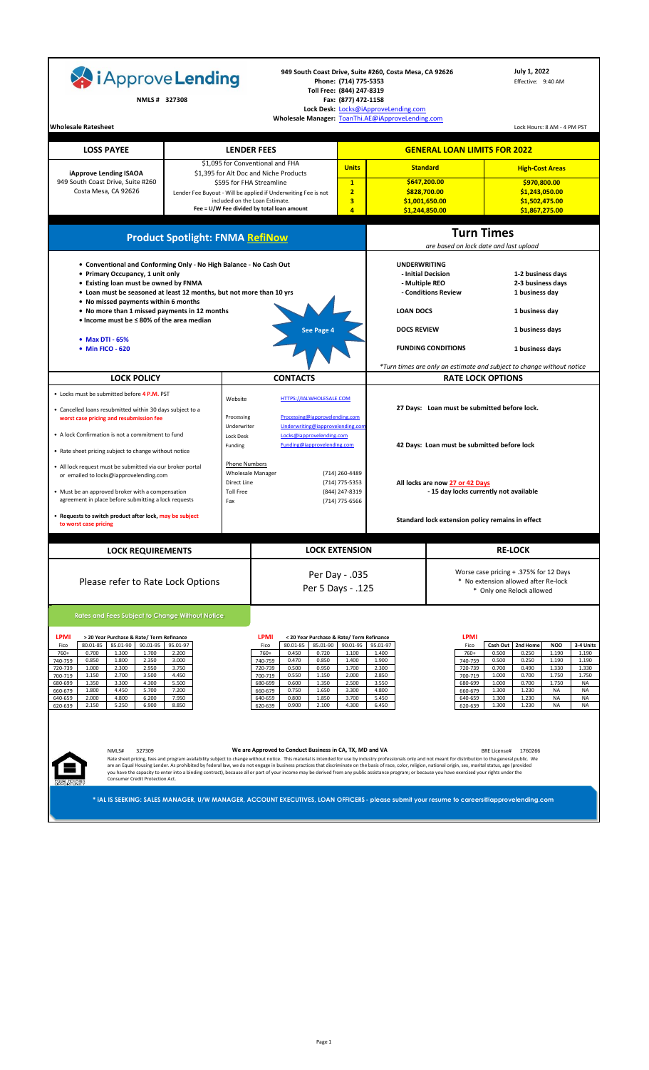# iApprove Lending

NMLS # 327308

949 South Coast Drive, Suite #260, Costa Mesa, CA 92626
Phone: (714) 775-5353
Toll Free: (844) 247-8319
Fax: (877) 472-1158
Lock Desk: Locks@iApproveLending.com
Wholesale Manager: ToanThi.AE@iApproveLending.com

July 1, 2022
Effective: 9:40 AM

**Wholesale Ratesheet**

Lock Hours: 8 AM - 4 PM PST

## LOSS PAYEE

**iApprove Lending ISAOA**
949 South Coast Drive, Suite #260
Costa Mesa, CA 92626

## LENDER FEES

$1,095 for Conventional and FHA
$1,395 for Alt Doc and Niche Products
$595 for FHA Streamline
Lender Fee Buyout - Will be applied if Underwriting Fee is not included on the Loan Estimate.
**Fee = U/W Fee divided by total loan amount**

## GENERAL LOAN LIMITS FOR 2022

| Units | Standard | High-Cost Areas |
|---|---|---|
| 1 | $647,200.00 | $970,800.00 |
| 2 | $828,700.00 | $1,243,050.00 |
| 3 | $1,001,650.00 | $1,502,475.00 |
| 4 | $1,244,850.00 | $1,867,275.00 |

## Product Spotlight: FNMA RefiNow

- **Conventional and Conforming Only - No High Balance - No Cash Out**
- **Primary Occupancy, 1 unit only**
- **Existing loan must be owned by FNMA**
- **Loan must be seasoned at least 12 months, but not more than 10 yrs**
- **No missed payments within 6 months**
- **No more than 1 missed payments in 12 months**
- **Income must be ≤ 80% of the area median**
- **Max DTI - 65%**
- **Min FICO - 620**

See Page 4

## Turn Times

*are based on lock date and last upload*

| | |
|---|---|
| **UNDERWRITING** | |
| - Initial Decision | 1-2 business days |
| - Multiple REO | 2-3 business days |
| - Conditions Review | 1 business day |
| **LOAN DOCS** | 1 business day |
| **DOCS REVIEW** | 1 business days |
| **FUNDING CONDITIONS** | 1 business days |

*Turn times are only an estimate and subject to change without notice*

## LOCK POLICY

- Locks must be submitted before **4 P.M.** PST
- Cancelled loans resubmitted within 30 days subject to a **worst case pricing and resubmission fee**
- A lock Confirmation is not a commitment to fund
- Rate sheet pricing subject to change without notice
- All lock request must be submitted via our broker portal or emailed to locks@iapprovelending.com
- Must be an approved broker with a compensation agreement in place before submitting a lock requests
- **Requests to switch product after lock, may be subject to worst case pricing**

## CONTACTS

| | |
|---|---|
| Website | HTTPS://IALWHOLESALE.COM |
| Processing | Processing@iapprovelending.com |
| Underwriter | Underwriting@iapprovelending.com |
| Lock Desk | Locks@iapprovelending.com |
| Funding | Funding@iapprovelending.com |
| **Phone Numbers** | |
| Wholesale Manager | (714) 260-4489 |
| Direct Line | (714) 775-5353 |
| Toll Free | (844) 247-8319 |
| Fax | (714) 775-6566 |

## RATE LOCK OPTIONS

**27 Days: Loan must be submitted before lock.**

**42 Days: Loan must be submitted before lock**

**All locks are now 27 or 42 Days**
**- 15 day locks currently not available**

**Standard lock extension policy remains in effect**

## LOCK REQUIREMENTS

Please refer to Rate Lock Options

## LOCK EXTENSION

Per Day - .035
Per 5 Days - .125

## RE-LOCK

Worse case pricing + .375% for 12 Days
* No extension allowed after Re-lock
* Only one Relock allowed

**Rates and Fees Subject to Change Without Notice**

**LPMI > 20 Year Purchase & Rate/ Term Refinance**

| Fico | 80.01-85 | 85.01-90 | 90.01-95 | 95.01-97 |
|---|---|---|---|---|
| 760+ | 0.700 | 1.300 | 1.700 | 2.200 |
| 740-759 | 0.850 | 1.800 | 2.350 | 3.000 |
| 720-739 | 1.000 | 2.300 | 2.950 | 3.750 |
| 700-719 | 1.150 | 2.700 | 3.500 | 4.450 |
| 680-699 | 1.350 | 3.300 | 4.300 | 5.500 |
| 660-679 | 1.800 | 4.450 | 5.700 | 7.200 |
| 640-659 | 2.000 | 4.800 | 6.200 | 7.950 |
| 620-639 | 2.150 | 5.250 | 6.900 | 8.850 |

**LPMI < 20 Year Purchase & Rate/ Term Refinance**

| Fico | 80.01-85 | 85.01-90 | 90.01-95 | 95.01-97 |
|---|---|---|---|---|
| 760+ | 0.450 | 0.720 | 1.100 | 1.400 |
| 740-759 | 0.470 | 0.850 | 1.400 | 1.900 |
| 720-739 | 0.500 | 0.950 | 1.700 | 2.300 |
| 700-719 | 0.550 | 1.150 | 2.000 | 2.850 |
| 680-699 | 0.600 | 1.350 | 2.500 | 3.550 |
| 660-679 | 0.750 | 1.650 | 3.300 | 4.800 |
| 640-659 | 0.800 | 1.850 | 3.700 | 5.450 |
| 620-639 | 0.900 | 2.100 | 4.300 | 6.450 |

**LPMI**

| Fico | Cash Out | 2nd Home | NOO | 3-4 Units |
|---|---|---|---|---|
| 760+ | 0.500 | 0.250 | 1.190 | 1.190 |
| 740-759 | 0.500 | 0.250 | 1.190 | 1.190 |
| 720-739 | 0.700 | 0.490 | 1.330 | 1.330 |
| 700-719 | 1.000 | 0.700 | 1.750 | 1.750 |
| 680-699 | 1.000 | 0.700 | 1.750 | NA |
| 660-679 | 1.300 | 1.230 | NA | NA |
| 640-659 | 1.300 | 1.230 | NA | NA |
| 620-639 | 1.300 | 1.230 | NA | NA |

NMLS# 327309

**We are Approved to Conduct Business in CA, TX, MD and VA**

BRE License# 1760266

Rate sheet pricing, fees and program availability subject to change without notice. This material is intended for use by industry professionals only and not meant for distribution to the general public. We are an Equal Housing Lender. As prohibited by federal law, we do not engage in business practices that discriminate on the basis of race, color, religion, national origin, sex, marital status, age (provided you have the capacity to enter into a binding contract), because all or part of your income may be derived from any public assistance program; or because you have exercised your rights under the Consumer Credit Protection Act.

**\* IAL IS SEEKING: SALES MANAGER, U/W MANAGER, ACCOUNT EXECUTIVES, LOAN OFFICERS - please submit your resume to careers@iapprovelending.com**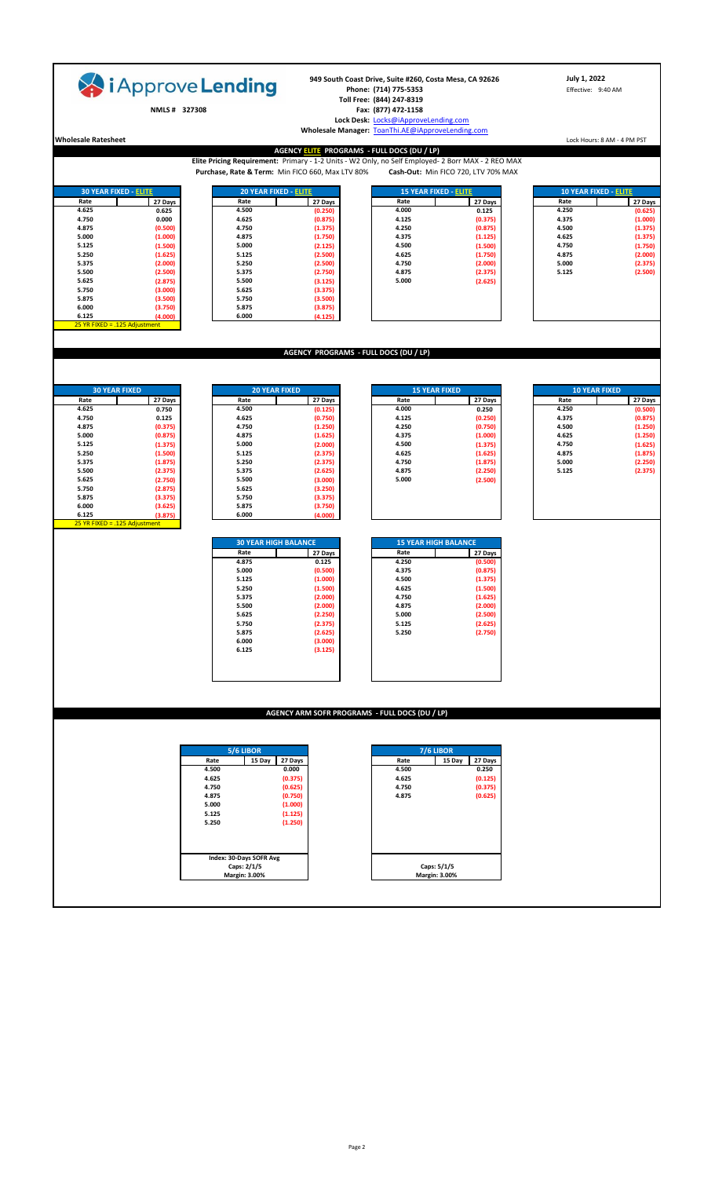**iApprove Lending**

NMLS # 327308

949 South Coast Drive, Suite #260, Costa Mesa, CA 92626
Phone: (714) 775-5353
Toll Free: (844) 247-8319
Fax: (877) 472-1158
Lock Desk: Locks@iApproveLending.com
Wholesale Manager: ToanThi.AE@iApproveLending.com

July 1, 2022
Effective: 9:40 AM

**Wholesale Ratesheet**

Lock Hours: 8 AM - 4 PM PST

## AGENCY ELITE PROGRAMS - FULL DOCS (DU / LP)

**Elite Pricing Requirement:** Primary - 1-2 Units - W2 Only, no Self Employed- 2 Borr MAX - 2 REO MAX

**Purchase, Rate & Term:** Min FICO 660, Max LTV 80% **Cash-Out:** Min FICO 720, LTV 70% MAX

| 30 YEAR FIXED - ELITE | |
|---|---|
| Rate | 27 Days |
| 4.625 | 0.625 |
| 4.750 | 0.000 |
| 4.875 | (0.500) |
| 5.000 | (1.000) |
| 5.125 | (1.500) |
| 5.250 | (1.625) |
| 5.375 | (2.000) |
| 5.500 | (2.500) |
| 5.625 | (2.875) |
| 5.750 | (3.000) |
| 5.875 | (3.500) |
| 6.000 | (3.750) |
| 6.125 | (4.000) |

25 YR FIXED = .125 Adjustment

| 20 YEAR FIXED - ELITE | |
|---|---|
| Rate | 27 Days |
| 4.500 | (0.250) |
| 4.625 | (0.875) |
| 4.750 | (1.375) |
| 4.875 | (1.750) |
| 5.000 | (2.125) |
| 5.125 | (2.500) |
| 5.250 | (2.500) |
| 5.375 | (2.750) |
| 5.500 | (3.125) |
| 5.625 | (3.375) |
| 5.750 | (3.500) |
| 5.875 | (3.875) |
| 6.000 | (4.125) |

| 15 YEAR FIXED - ELITE | |
|---|---|
| Rate | 27 Days |
| 4.000 | 0.125 |
| 4.125 | (0.375) |
| 4.250 | (0.875) |
| 4.375 | (1.125) |
| 4.500 | (1.500) |
| 4.625 | (1.750) |
| 4.750 | (2.000) |
| 4.875 | (2.375) |
| 5.000 | (2.625) |

| 10 YEAR FIXED - ELITE | |
|---|---|
| Rate | 27 Days |
| 4.250 | (0.625) |
| 4.375 | (1.000) |
| 4.500 | (1.375) |
| 4.625 | (1.375) |
| 4.750 | (1.750) |
| 4.875 | (2.000) |
| 5.000 | (2.375) |
| 5.125 | (2.500) |

## AGENCY PROGRAMS - FULL DOCS (DU / LP)

| 30 YEAR FIXED | |
|---|---|
| Rate | 27 Days |
| 4.625 | 0.750 |
| 4.750 | 0.125 |
| 4.875 | (0.375) |
| 5.000 | (0.875) |
| 5.125 | (1.375) |
| 5.250 | (1.500) |
| 5.375 | (1.875) |
| 5.500 | (2.375) |
| 5.625 | (2.750) |
| 5.750 | (2.875) |
| 5.875 | (3.375) |
| 6.000 | (3.625) |
| 6.125 | (3.875) |

25 YR FIXED = .125 Adjustment

| 20 YEAR FIXED | |
|---|---|
| Rate | 27 Days |
| 4.500 | (0.125) |
| 4.625 | (0.750) |
| 4.750 | (1.250) |
| 4.875 | (1.625) |
| 5.000 | (2.000) |
| 5.125 | (2.375) |
| 5.250 | (2.375) |
| 5.375 | (2.625) |
| 5.500 | (3.000) |
| 5.625 | (3.250) |
| 5.750 | (3.375) |
| 5.875 | (3.750) |
| 6.000 | (4.000) |

| 15 YEAR FIXED | |
|---|---|
| Rate | 27 Days |
| 4.000 | 0.250 |
| 4.125 | (0.250) |
| 4.250 | (0.750) |
| 4.375 | (1.000) |
| 4.500 | (1.375) |
| 4.625 | (1.625) |
| 4.750 | (1.875) |
| 4.875 | (2.250) |
| 5.000 | (2.500) |

| 10 YEAR FIXED | |
|---|---|
| Rate | 27 Days |
| 4.250 | (0.500) |
| 4.375 | (0.875) |
| 4.500 | (1.250) |
| 4.625 | (1.250) |
| 4.750 | (1.625) |
| 4.875 | (1.875) |
| 5.000 | (2.250) |
| 5.125 | (2.375) |

| 30 YEAR HIGH BALANCE | |
|---|---|
| Rate | 27 Days |
| 4.875 | 0.125 |
| 5.000 | (0.500) |
| 5.125 | (1.000) |
| 5.250 | (1.500) |
| 5.375 | (2.000) |
| 5.500 | (2.000) |
| 5.625 | (2.250) |
| 5.750 | (2.375) |
| 5.875 | (2.625) |
| 6.000 | (3.000) |
| 6.125 | (3.125) |

| 15 YEAR HIGH BALANCE | |
|---|---|
| Rate | 27 Days |
| 4.250 | (0.500) |
| 4.375 | (0.875) |
| 4.500 | (1.375) |
| 4.625 | (1.500) |
| 4.750 | (1.625) |
| 4.875 | (2.000) |
| 5.000 | (2.500) |
| 5.125 | (2.625) |
| 5.250 | (2.750) |

## AGENCY ARM SOFR PROGRAMS - FULL DOCS (DU / LP)

| 5/6 LIBOR | | |
|---|---|---|
| Rate | 15 Day | 27 Days |
| 4.500 | | 0.000 |
| 4.625 | | (0.375) |
| 4.750 | | (0.625) |
| 4.875 | | (0.750) |
| 5.000 | | (1.000) |
| 5.125 | | (1.125) |
| 5.250 | | (1.250) |

Index: 30-Days SOFR Avg
Caps: 2/1/5
Margin: 3.00%

| 7/6 LIBOR | | |
|---|---|---|
| Rate | 15 Day | 27 Days |
| 4.500 | | 0.250 |
| 4.625 | | (0.125) |
| 4.750 | | (0.375) |
| 4.875 | | (0.625) |

Caps: 5/1/5
Margin: 3.00%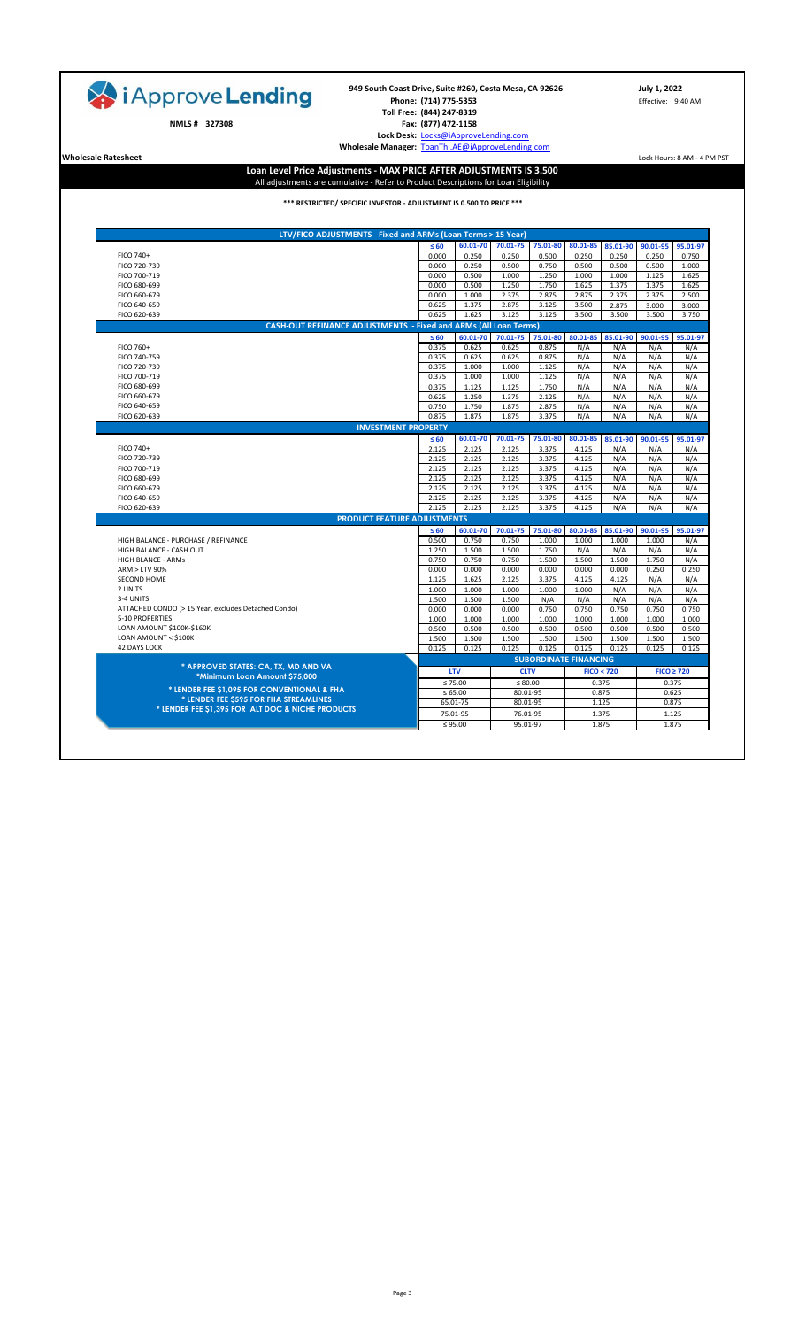**iApprove Lending**

**NMLS # 327308**

**949 South Coast Drive, Suite #260, Costa Mesa, CA 92626**
**Phone: (714) 775-5353**
**Toll Free: (844) 247-8319**
**Fax: (877) 472-1158**
**Lock Desk:** Locks@iApproveLending.com
**Wholesale Manager:** ToanThi.AE@iApproveLending.com

**July 1, 2022**
Effective: 9:40 AM

**Wholesale Ratesheet**

Lock Hours: 8 AM - 4 PM PST

## Loan Level Price Adjustments - MAX PRICE AFTER ADJUSTMENTS IS 3.500

All adjustments are cumulative - Refer to Product Descriptions for Loan Eligibility

**\*\*\* RESTRICTED/ SPECIFIC INVESTOR - ADJUSTMENT IS 0.500 TO PRICE \*\*\***

| LTV/FICO ADJUSTMENTS - Fixed and ARMs (Loan Terms > 15 Year) | ≤ 60 | 60.01-70 | 70.01-75 | 75.01-80 | 80.01-85 | 85.01-90 | 90.01-95 | 95.01-97 |
|---|---|---|---|---|---|---|---|---|
| FICO 740+ | 0.000 | 0.250 | 0.250 | 0.500 | 0.250 | 0.250 | 0.250 | 0.750 |
| FICO 720-739 | 0.000 | 0.250 | 0.500 | 0.750 | 0.500 | 0.500 | 0.500 | 1.000 |
| FICO 700-719 | 0.000 | 0.500 | 1.000 | 1.250 | 1.000 | 1.000 | 1.125 | 1.625 |
| FICO 680-699 | 0.000 | 0.500 | 1.250 | 1.750 | 1.625 | 1.375 | 1.375 | 1.625 |
| FICO 660-679 | 0.000 | 1.000 | 2.375 | 2.875 | 2.875 | 2.375 | 2.375 | 2.500 |
| FICO 640-659 | 0.625 | 1.375 | 2.875 | 3.125 | 3.500 | 2.875 | 3.000 | 3.000 |
| FICO 620-639 | 0.625 | 1.625 | 3.125 | 3.125 | 3.500 | 3.500 | 3.500 | 3.750 |

| CASH-OUT REFINANCE ADJUSTMENTS - Fixed and ARMs (All Loan Terms) | ≤ 60 | 60.01-70 | 70.01-75 | 75.01-80 | 80.01-85 | 85.01-90 | 90.01-95 | 95.01-97 |
|---|---|---|---|---|---|---|---|---|
| FICO 760+ | 0.375 | 0.625 | 0.625 | 0.875 | N/A | N/A | N/A | N/A |
| FICO 740-759 | 0.375 | 0.625 | 0.625 | 0.875 | N/A | N/A | N/A | N/A |
| FICO 720-739 | 0.375 | 1.000 | 1.000 | 1.125 | N/A | N/A | N/A | N/A |
| FICO 700-719 | 0.375 | 1.000 | 1.000 | 1.125 | N/A | N/A | N/A | N/A |
| FICO 680-699 | 0.375 | 1.125 | 1.125 | 1.750 | N/A | N/A | N/A | N/A |
| FICO 660-679 | 0.625 | 1.250 | 1.375 | 2.125 | N/A | N/A | N/A | N/A |
| FICO 640-659 | 0.750 | 1.750 | 1.875 | 2.875 | N/A | N/A | N/A | N/A |
| FICO 620-639 | 0.875 | 1.875 | 1.875 | 3.375 | N/A | N/A | N/A | N/A |

| INVESTMENT PROPERTY | ≤ 60 | 60.01-70 | 70.01-75 | 75.01-80 | 80.01-85 | 85.01-90 | 90.01-95 | 95.01-97 |
|---|---|---|---|---|---|---|---|---|
| FICO 740+ | 2.125 | 2.125 | 2.125 | 3.375 | 4.125 | N/A | N/A | N/A |
| FICO 720-739 | 2.125 | 2.125 | 2.125 | 3.375 | 4.125 | N/A | N/A | N/A |
| FICO 700-719 | 2.125 | 2.125 | 2.125 | 3.375 | 4.125 | N/A | N/A | N/A |
| FICO 680-699 | 2.125 | 2.125 | 2.125 | 3.375 | 4.125 | N/A | N/A | N/A |
| FICO 660-679 | 2.125 | 2.125 | 2.125 | 3.375 | 4.125 | N/A | N/A | N/A |
| FICO 640-659 | 2.125 | 2.125 | 2.125 | 3.375 | 4.125 | N/A | N/A | N/A |
| FICO 620-639 | 2.125 | 2.125 | 2.125 | 3.375 | 4.125 | N/A | N/A | N/A |

| PRODUCT FEATURE ADJUSTMENTS | ≤ 60 | 60.01-70 | 70.01-75 | 75.01-80 | 80.01-85 | 85.01-90 | 90.01-95 | 95.01-97 |
|---|---|---|---|---|---|---|---|---|
| HIGH BALANCE - PURCHASE / REFINANCE | 0.500 | 0.750 | 0.750 | 1.000 | 1.000 | 1.000 | 1.000 | N/A |
| HIGH BALANCE - CASH OUT | 1.250 | 1.500 | 1.500 | 1.750 | N/A | N/A | N/A | N/A |
| HIGH BLANCE - ARMs | 0.750 | 0.750 | 0.750 | 1.500 | 1.500 | 1.500 | 1.750 | N/A |
| ARM > LTV 90% | 0.000 | 0.000 | 0.000 | 0.000 | 0.000 | 0.000 | 0.250 | 0.250 |
| SECOND HOME | 1.125 | 1.625 | 2.125 | 3.375 | 4.125 | 4.125 | N/A | N/A |
| 2 UNITS | 1.000 | 1.000 | 1.000 | 1.000 | 1.000 | N/A | N/A | N/A |
| 3-4 UNITS | 1.500 | 1.500 | 1.500 | N/A | N/A | N/A | N/A | N/A |
| ATTACHED CONDO (> 15 Year, excludes Detached Condo) | 0.000 | 0.000 | 0.000 | 0.750 | 0.750 | 0.750 | 0.750 | 0.750 |
| 5-10 PROPERTIES | 1.000 | 1.000 | 1.000 | 1.000 | 1.000 | 1.000 | 1.000 | 1.000 |
| LOAN AMOUNT $100K-$160K | 0.500 | 0.500 | 0.500 | 0.500 | 0.500 | 0.500 | 0.500 | 0.500 |
| LOAN AMOUNT < $100K | 1.500 | 1.500 | 1.500 | 1.500 | 1.500 | 1.500 | 1.500 | 1.500 |
| 42 DAYS LOCK | 0.125 | 0.125 | 0.125 | 0.125 | 0.125 | 0.125 | 0.125 | 0.125 |

**\* APPROVED STATES: CA, TX, MD AND VA**
**\*Minimum Loan Amount $75,000**

**\* LENDER FEE $1,095 FOR CONVENTIONAL & FHA**
**\* LENDER FEE $595 FOR FHA STREAMLINES**
**\* LENDER FEE $1,395 FOR ALT DOC & NICHE PRODUCTS**

| SUBORDINATE FINANCING | | | |
|---|---|---|---|
| **LTV** | **CLTV** | **FICO < 720** | **FICO ≥ 720** |
| ≤ 75.00 | ≤ 80.00 | 0.375 | 0.375 |
| ≤ 65.00 | 80.01-95 | 0.875 | 0.625 |
| 65.01-75 | 80.01-95 | 1.125 | 0.875 |
| 75.01-95 | 76.01-95 | 1.375 | 1.125 |
| ≤ 95.00 | 95.01-97 | 1.875 | 1.875 |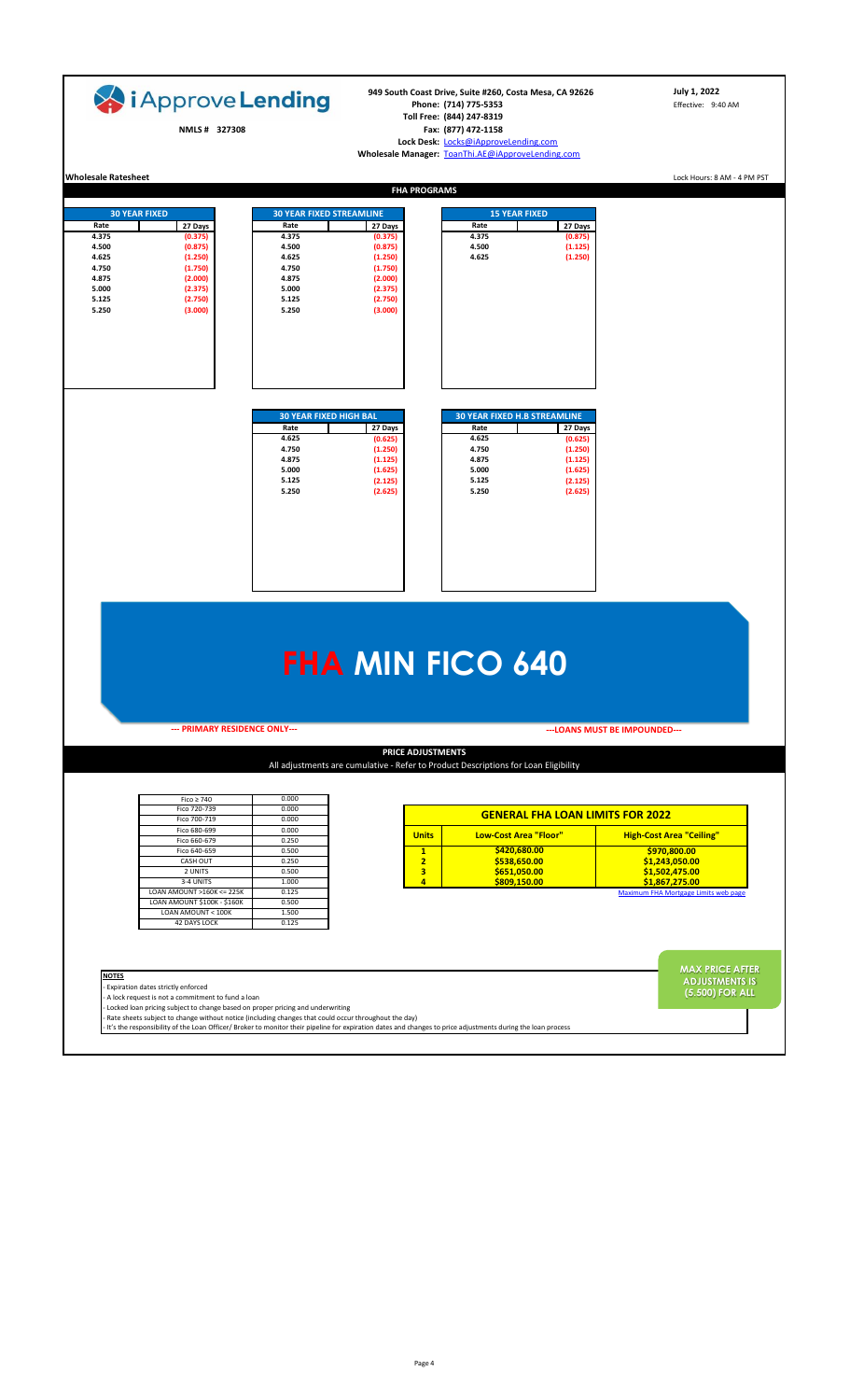**iApprove Lending**

NMLS # 327308

**949 South Coast Drive, Suite #260, Costa Mesa, CA 92626**
**Phone: (714) 775-5353**
**Toll Free: (844) 247-8319**
**Fax: (877) 472-1158**
**Lock Desk:** Locks@iApproveLending.com
**Wholesale Manager:** ToanThi.AE@iApproveLending.com

**July 1, 2022**
Effective: 9:40 AM

**Wholesale Ratesheet**

Lock Hours: 8 AM - 4 PM PST

## FHA PROGRAMS

| 30 YEAR FIXED | |
|---|---|
| Rate | 27 Days |
| 4.375 | (0.375) |
| 4.500 | (0.875) |
| 4.625 | (1.250) |
| 4.750 | (1.750) |
| 4.875 | (2.000) |
| 5.000 | (2.375) |
| 5.125 | (2.750) |
| 5.250 | (3.000) |

| 30 YEAR FIXED STREAMLINE | |
|---|---|
| Rate | 27 Days |
| 4.375 | (0.375) |
| 4.500 | (0.875) |
| 4.625 | (1.250) |
| 4.750 | (1.750) |
| 4.875 | (2.000) |
| 5.000 | (2.375) |
| 5.125 | (2.750) |
| 5.250 | (3.000) |

| 15 YEAR FIXED | |
|---|---|
| Rate | 27 Days |
| 4.375 | (0.875) |
| 4.500 | (1.125) |
| 4.625 | (1.250) |

| 30 YEAR FIXED HIGH BAL | |
|---|---|
| Rate | 27 Days |
| 4.625 | (0.625) |
| 4.750 | (1.250) |
| 4.875 | (1.125) |
| 5.000 | (1.625) |
| 5.125 | (2.125) |
| 5.250 | (2.625) |

| 30 YEAR FIXED H.B STREAMLINE | |
|---|---|
| Rate | 27 Days |
| 4.625 | (0.625) |
| 4.750 | (1.250) |
| 4.875 | (1.125) |
| 5.000 | (1.625) |
| 5.125 | (2.125) |
| 5.250 | (2.625) |

# FHA MIN FICO 640

**--- PRIMARY RESIDENCE ONLY---**

**---LOANS MUST BE IMPOUNDED---**

## PRICE ADJUSTMENTS

All adjustments are cumulative - Refer to Product Descriptions for Loan Eligibility

| Adjustment | |
|---|---|
| Fico ≥ 740 | 0.000 |
| Fico 720-739 | 0.000 |
| Fico 700-719 | 0.000 |
| Fico 680-699 | 0.000 |
| Fico 660-679 | 0.250 |
| Fico 640-659 | 0.500 |
| CASH OUT | 0.250 |
| 2 UNITS | 0.500 |
| 3-4 UNITS | 1.000 |
| LOAN AMOUNT >160K <= 225K | 0.125 |
| LOAN AMOUNT $100K - $160K | 0.500 |
| LOAN AMOUNT < 100K | 1.500 |
| 42 DAYS LOCK | 0.125 |

| GENERAL FHA LOAN LIMITS FOR 2022 | | |
|---|---|---|
| Units | Low-Cost Area "Floor" | High-Cost Area "Ceiling" |
| 1 | $420,680.00 | $970,800.00 |
| 2 | $538,650.00 | $1,243,050.00 |
| 3 | $651,050.00 | $1,502,475.00 |
| 4 | $809,150.00 | $1,867,275.00 |

Maximum FHA Mortgage Limits web page

**MAX PRICE AFTER ADJUSTMENTS IS (5.500) FOR ALL**

**NOTES**

- Expiration dates strictly enforced
- A lock request is not a commitment to fund a loan
- Locked loan pricing subject to change based on proper pricing and underwriting
- Rate sheets subject to change without notice (including changes that could occur throughout the day)
- It's the responsibility of the Loan Officer/ Broker to monitor their pipeline for expiration dates and changes to price adjustments during the loan process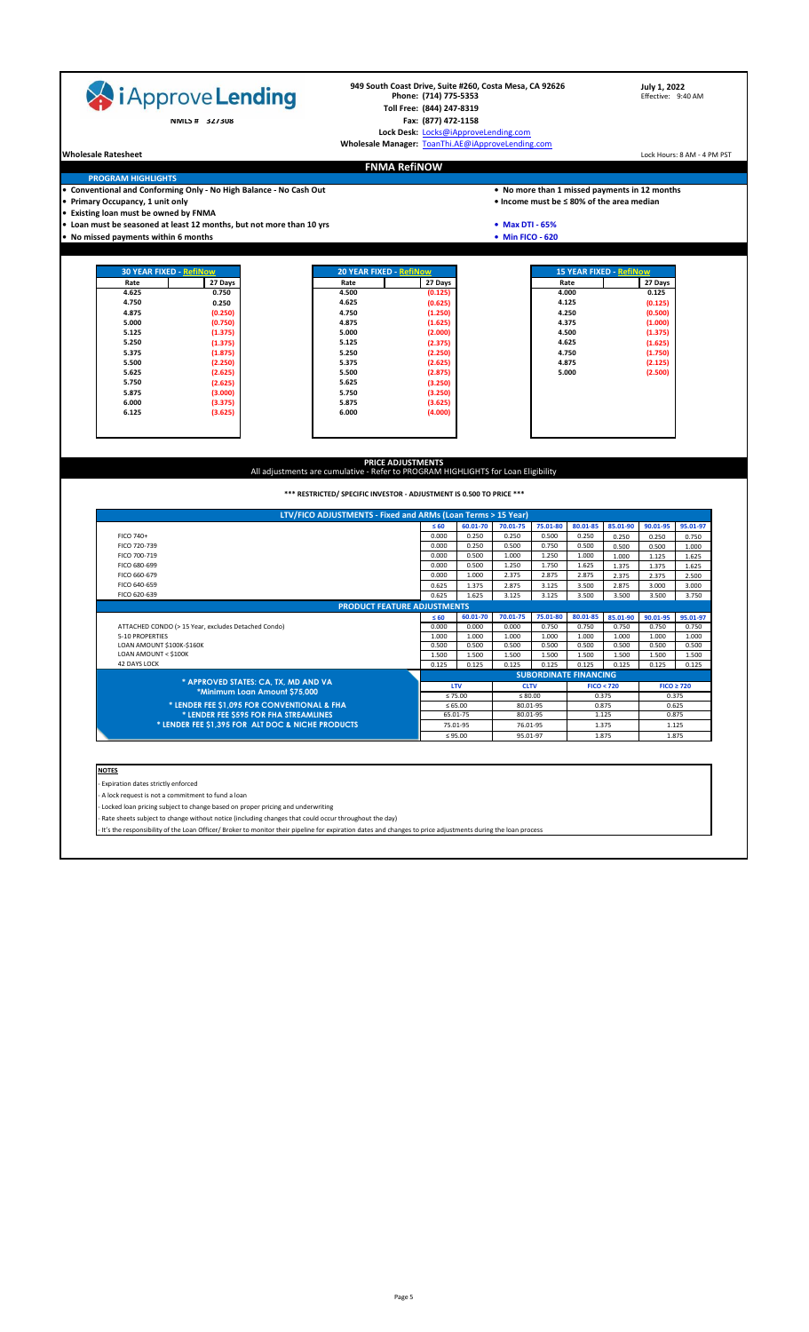# iApprove Lending

NMLS # 327308

949 South Coast Drive, Suite #260, Costa Mesa, CA 92626
Phone: (714) 775-5353
Toll Free: (844) 247-8319
Fax: (877) 472-1158
Lock Desk: Locks@iApproveLending.com
Wholesale Manager: ToanThi.AE@iApproveLending.com

July 1, 2022
Effective: 9:40 AM

Wholesale Ratesheet

Lock Hours: 8 AM - 4 PM PST

## FNMA RefiNOW

### PROGRAM HIGHLIGHTS

- **Conventional and Conforming Only - No High Balance - No Cash Out**
- **Primary Occupancy, 1 unit only**
- **Existing loan must be owned by FNMA**
- **Loan must be seasoned at least 12 months, but not more than 10 yrs**
- **No missed payments within 6 months**
- **No more than 1 missed payments in 12 months**
- **Income must be ≤ 80% of the area median**
- **Max DTI - 65%**
- **Min FICO - 620**

| 30 YEAR FIXED - RefiNow | |
|---|---|
| Rate | 27 Days |
| 4.625 | 0.750 |
| 4.750 | 0.250 |
| 4.875 | (0.250) |
| 5.000 | (0.750) |
| 5.125 | (1.375) |
| 5.250 | (1.375) |
| 5.375 | (1.875) |
| 5.500 | (2.250) |
| 5.625 | (2.625) |
| 5.750 | (2.625) |
| 5.875 | (3.000) |
| 6.000 | (3.375) |
| 6.125 | (3.625) |

| 20 YEAR FIXED - RefiNow | |
|---|---|
| Rate | 27 Days |
| 4.500 | (0.125) |
| 4.625 | (0.625) |
| 4.750 | (1.250) |
| 4.875 | (1.625) |
| 5.000 | (2.000) |
| 5.125 | (2.375) |
| 5.250 | (2.250) |
| 5.375 | (2.625) |
| 5.500 | (2.875) |
| 5.625 | (3.250) |
| 5.750 | (3.250) |
| 5.875 | (3.625) |
| 6.000 | (4.000) |

| 15 YEAR FIXED - RefiNow | |
|---|---|
| Rate | 27 Days |
| 4.000 | 0.125 |
| 4.125 | (0.125) |
| 4.250 | (0.500) |
| 4.375 | (1.000) |
| 4.500 | (1.375) |
| 4.625 | (1.625) |
| 4.750 | (1.750) |
| 4.875 | (2.125) |
| 5.000 | (2.500) |

## PRICE ADJUSTMENTS

All adjustments are cumulative - Refer to PROGRAM HIGHLIGHTS for Loan Eligibility

**\*\*\* RESTRICTED/ SPECIFIC INVESTOR - ADJUSTMENT IS 0.500 TO PRICE \*\*\***

| LTV/FICO ADJUSTMENTS - Fixed and ARMs (Loan Terms > 15 Year) | ≤ 60 | 60.01-70 | 70.01-75 | 75.01-80 | 80.01-85 | 85.01-90 | 90.01-95 | 95.01-97 |
|---|---|---|---|---|---|---|---|---|
| FICO 740+ | 0.000 | 0.250 | 0.250 | 0.500 | 0.250 | 0.250 | 0.250 | 0.750 |
| FICO 720-739 | 0.000 | 0.250 | 0.500 | 0.750 | 0.500 | 0.500 | 0.500 | 1.000 |
| FICO 700-719 | 0.000 | 0.500 | 1.000 | 1.250 | 1.000 | 1.000 | 1.125 | 1.625 |
| FICO 680-699 | 0.000 | 0.500 | 1.250 | 1.750 | 1.625 | 1.375 | 1.375 | 1.625 |
| FICO 660-679 | 0.000 | 1.000 | 2.375 | 2.875 | 2.875 | 2.375 | 2.375 | 2.500 |
| FICO 640-659 | 0.625 | 1.375 | 2.875 | 3.125 | 3.500 | 2.875 | 3.000 | 3.000 |
| FICO 620-639 | 0.625 | 1.625 | 3.125 | 3.125 | 3.500 | 3.500 | 3.500 | 3.750 |

| PRODUCT FEATURE ADJUSTMENTS | ≤ 60 | 60.01-70 | 70.01-75 | 75.01-80 | 80.01-85 | 85.01-90 | 90.01-95 | 95.01-97 |
|---|---|---|---|---|---|---|---|---|
| ATTACHED CONDO (> 15 Year, excludes Detached Condo) | 0.000 | 0.000 | 0.000 | 0.750 | 0.750 | 0.750 | 0.750 | 0.750 |
| 5-10 PROPERTIES | 1.000 | 1.000 | 1.000 | 1.000 | 1.000 | 1.000 | 1.000 | 1.000 |
| LOAN AMOUNT $100K-$160K | 0.500 | 0.500 | 0.500 | 0.500 | 0.500 | 0.500 | 0.500 | 0.500 |
| LOAN AMOUNT < $100K | 1.500 | 1.500 | 1.500 | 1.500 | 1.500 | 1.500 | 1.500 | 1.500 |
| 42 DAYS LOCK | 0.125 | 0.125 | 0.125 | 0.125 | 0.125 | 0.125 | 0.125 | 0.125 |

\* APPROVED STATES: CA, TX, MD AND VA
\*Minimum Loan Amount $75,000
\* LENDER FEE $1,095 FOR CONVENTIONAL & FHA
\* LENDER FEE $595 FOR FHA STREAMLINES
\* LENDER FEE $1,395 FOR ALT DOC & NICHE PRODUCTS

| SUBORDINATE FINANCING | | | |
|---|---|---|---|
| LTV | CLTV | FICO < 720 | FICO ≥ 720 |
| ≤ 75.00 | ≤ 80.00 | 0.375 | 0.375 |
| ≤ 65.00 | 80.01-95 | 0.875 | 0.625 |
| 65.01-75 | 80.01-95 | 1.125 | 0.875 |
| 75.01-95 | 76.01-95 | 1.375 | 1.125 |
| ≤ 95.00 | 95.01-97 | 1.875 | 1.875 |

**NOTES**

- Expiration dates strictly enforced
- A lock request is not a commitment to fund a loan
- Locked loan pricing subject to change based on proper pricing and underwriting
- Rate sheets subject to change without notice (including changes that could occur throughout the day)
- It's the responsibility of the Loan Officer/ Broker to monitor their pipeline for expiration dates and changes to price adjustments during the loan process